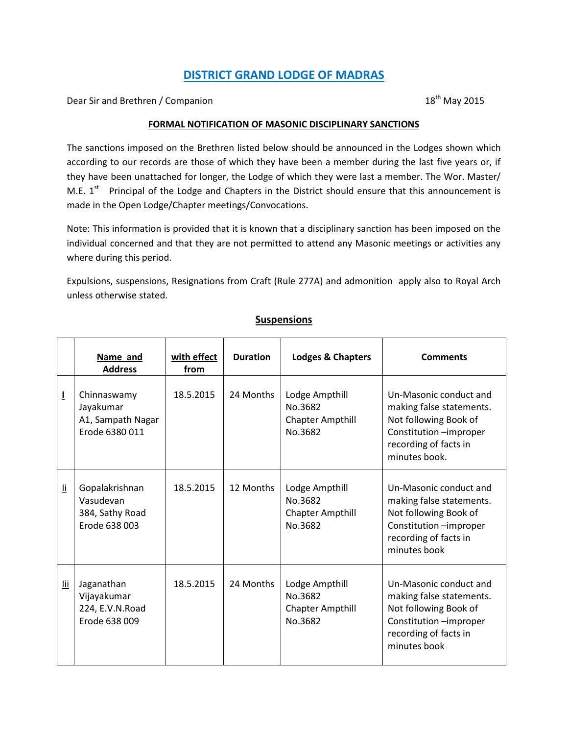# DISTRICT GRAND LODGE OF MADRAS

Dear Sir and Brethren / Companion

18th May 2015

**FORMAL NOTIFICATION OF MASONIC DISCIPLINARY SANCTIONS**

The sanctions imposed on the Brethren listed below should be announced in the Lodges shown which according to our records are those of which they have been a member during the last five years or, if they have been unattached for longer, the Lodge of which they were last a member. The Wor. Master/ M.E. 1st Principal of the Lodge and Chapters in the District should ensure that this announcement is made in the Open Lodge/Chapter meetings/Convocations.

Note: This information is provided that it is known that a disciplinary sanction has been imposed on the individual concerned and that they are not permitted to attend any Masonic meetings or activities any where during this period.

Expulsions, suspensions, Resignations from Craft (Rule 277A) and admonition apply also to Royal Arch unless otherwise stated.

## Suspensions

| | Name and Address | with effect from | Duration | Lodges & Chapters | Comments |
|---|---|---|---|---|---|
| I | Chinnaswamy Jayakumar<br>A1, Sampath Nagar<br>Erode 6380 011 | 18.5.2015 | 24 Months | Lodge Ampthill No.3682<br>Chapter Ampthill No.3682 | Un-Masonic conduct and making false statements. Not following Book of Constitution –improper recording of facts in minutes book. |
| Ii | Gopalakrishnan Vasudevan<br>384, Sathy Road<br>Erode 638 003 | 18.5.2015 | 12 Months | Lodge Ampthill No.3682<br>Chapter Ampthill No.3682 | Un-Masonic conduct and making false statements. Not following Book of Constitution –improper recording of facts in minutes book |
| Iii | Jaganathan Vijayakumar<br>224, E.V.N.Road<br>Erode 638 009 | 18.5.2015 | 24 Months | Lodge Ampthill No.3682<br>Chapter Ampthill No.3682 | Un-Masonic conduct and making false statements. Not following Book of Constitution –improper recording of facts in minutes book |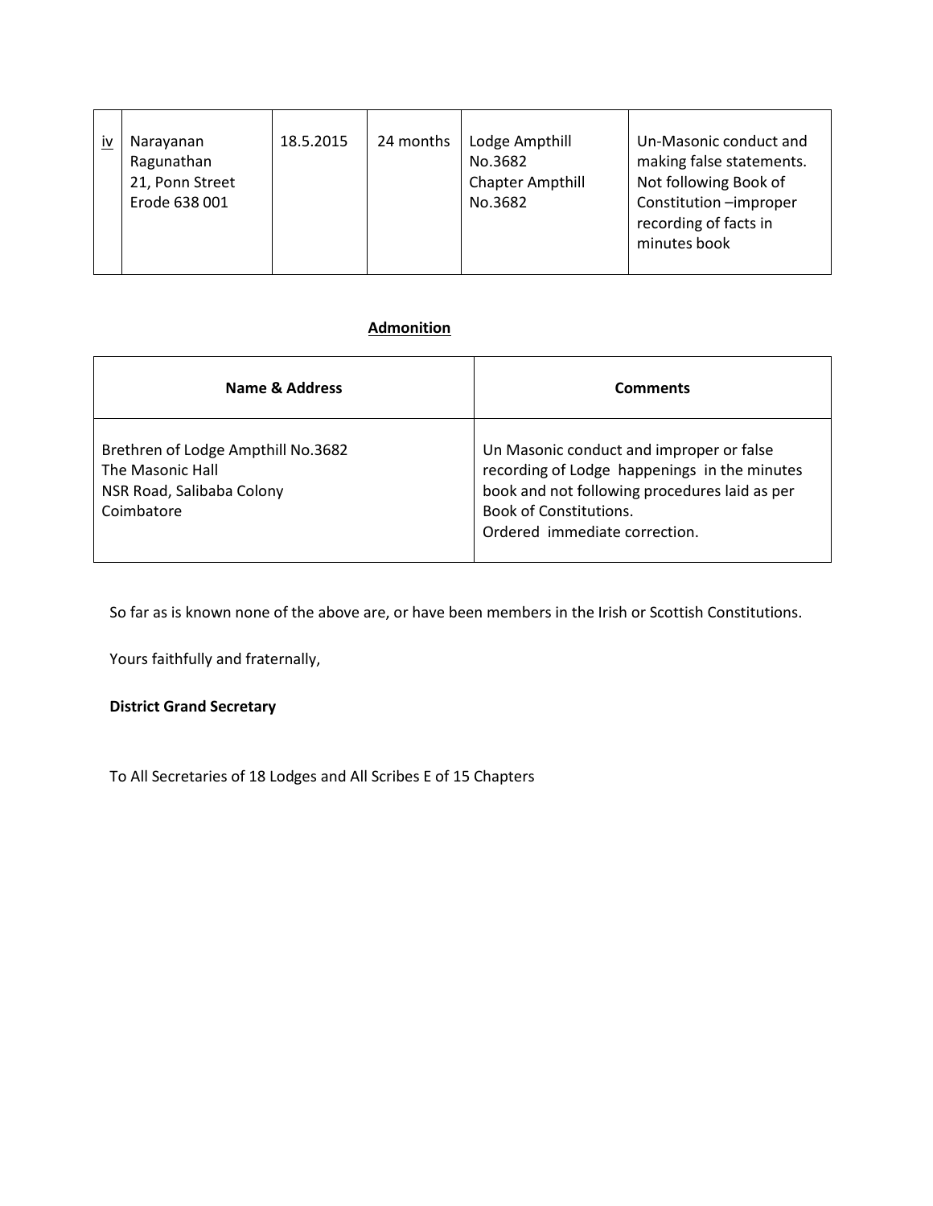| iv | Narayanan Ragunathan<br>21, Ponn Street<br>Erode 638 001 | 18.5.2015 | 24 months | Lodge Ampthill No.3682<br>Chapter Ampthill No.3682 | Un-Masonic conduct and making false statements. Not following Book of Constitution –improper recording of facts in minutes book |
|---|---|---|---|---|---|

**Admonition**

| Name & Address | Comments |
|---|---|
| Brethren of Lodge Ampthill No.3682<br>The Masonic Hall<br>NSR Road, Salibaba Colony<br>Coimbatore | Un Masonic conduct and improper or false recording of Lodge happenings in the minutes book and not following procedures laid as per Book of Constitutions.<br>Ordered immediate correction. |

So far as is known none of the above are, or have been members in the Irish or Scottish Constitutions.

Yours faithfully and fraternally,

**District Grand Secretary**

To All Secretaries of 18 Lodges and All Scribes E of 15 Chapters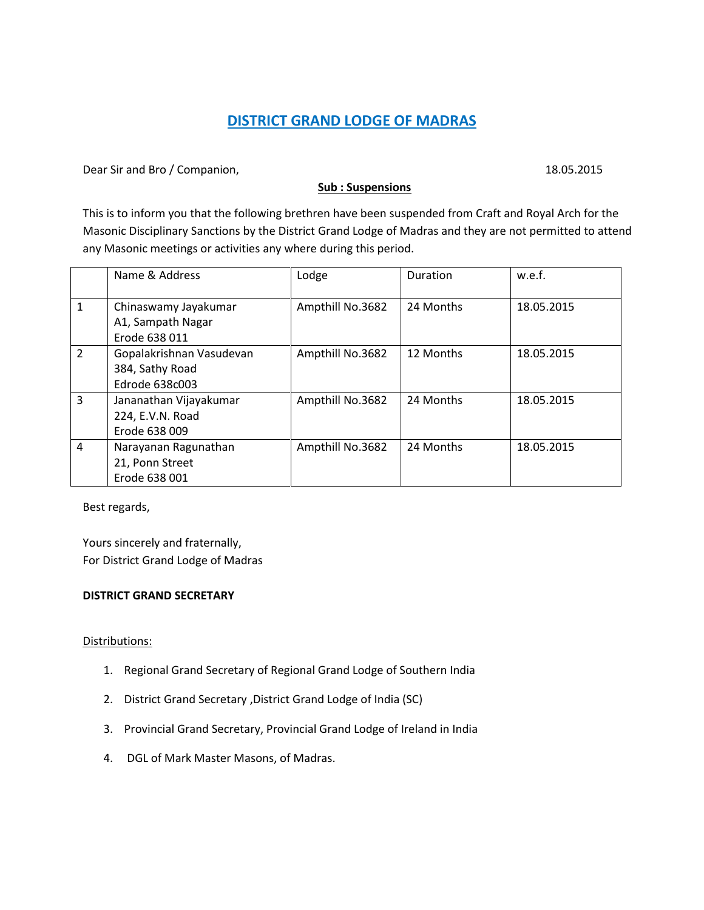# DISTRICT GRAND LODGE OF MADRAS

Dear Sir and Bro / Companion, 18.05.2015

**Sub : Suspensions**

This is to inform you that the following brethren have been suspended from Craft and Royal Arch for the Masonic Disciplinary Sanctions by the District Grand Lodge of Madras and they are not permitted to attend any Masonic meetings or activities any where during this period.

| | Name & Address | Lodge | Duration | w.e.f. |
|---|---|---|---|---|
| 1 | Chinaswamy Jayakumar<br>A1, Sampath Nagar<br>Erode 638 011 | Ampthill No.3682 | 24 Months | 18.05.2015 |
| 2 | Gopalakrishnan Vasudevan<br>384, Sathy Road<br>Edrode 638c003 | Ampthill No.3682 | 12 Months | 18.05.2015 |
| 3 | Jananathan Vijayakumar<br>224, E.V.N. Road<br>Erode 638 009 | Ampthill No.3682 | 24 Months | 18.05.2015 |
| 4 | Narayanan Ragunathan<br>21, Ponn Street<br>Erode 638 001 | Ampthill No.3682 | 24 Months | 18.05.2015 |

Best regards,

Yours sincerely and fraternally,
For District Grand Lodge of Madras

**DISTRICT GRAND SECRETARY**

Distributions:

1. Regional Grand Secretary of Regional Grand Lodge of Southern India
2. District Grand Secretary ,District Grand Lodge of India (SC)
3. Provincial Grand Secretary, Provincial Grand Lodge of Ireland in India
4. DGL of Mark Master Masons, of Madras.